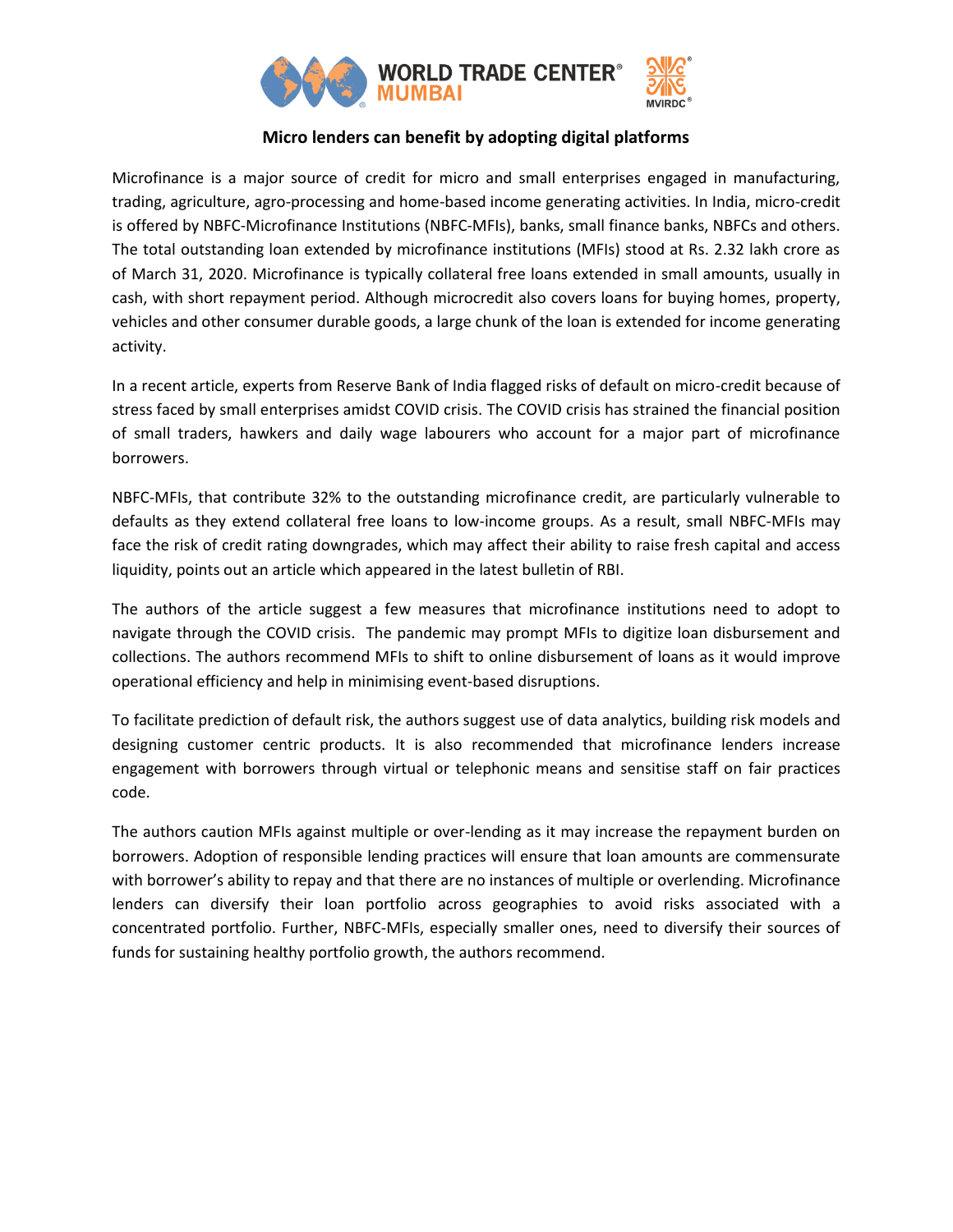# Micro lenders can benefit by adopting digital platforms

Microfinance is a major source of credit for micro and small enterprises engaged in manufacturing, trading, agriculture, agro-processing and home-based income generating activities. In India, micro-credit is offered by NBFC-Microfinance Institutions (NBFC-MFIs), banks, small finance banks, NBFCs and others. The total outstanding loan extended by microfinance institutions (MFIs) stood at Rs. 2.32 lakh crore as of March 31, 2020. Microfinance is typically collateral free loans extended in small amounts, usually in cash, with short repayment period. Although microcredit also covers loans for buying homes, property, vehicles and other consumer durable goods, a large chunk of the loan is extended for income generating activity.

In a recent article, experts from Reserve Bank of India flagged risks of default on micro-credit because of stress faced by small enterprises amidst COVID crisis. The COVID crisis has strained the financial position of small traders, hawkers and daily wage labourers who account for a major part of microfinance borrowers.

NBFC-MFIs, that contribute 32% to the outstanding microfinance credit, are particularly vulnerable to defaults as they extend collateral free loans to low-income groups. As a result, small NBFC-MFIs may face the risk of credit rating downgrades, which may affect their ability to raise fresh capital and access liquidity, points out an article which appeared in the latest bulletin of RBI.

The authors of the article suggest a few measures that microfinance institutions need to adopt to navigate through the COVID crisis. The pandemic may prompt MFIs to digitize loan disbursement and collections. The authors recommend MFIs to shift to online disbursement of loans as it would improve operational efficiency and help in minimising event-based disruptions.

To facilitate prediction of default risk, the authors suggest use of data analytics, building risk models and designing customer centric products. It is also recommended that microfinance lenders increase engagement with borrowers through virtual or telephonic means and sensitise staff on fair practices code.

The authors caution MFIs against multiple or over-lending as it may increase the repayment burden on borrowers. Adoption of responsible lending practices will ensure that loan amounts are commensurate with borrower's ability to repay and that there are no instances of multiple or overlending. Microfinance lenders can diversify their loan portfolio across geographies to avoid risks associated with a concentrated portfolio. Further, NBFC-MFIs, especially smaller ones, need to diversify their sources of funds for sustaining healthy portfolio growth, the authors recommend.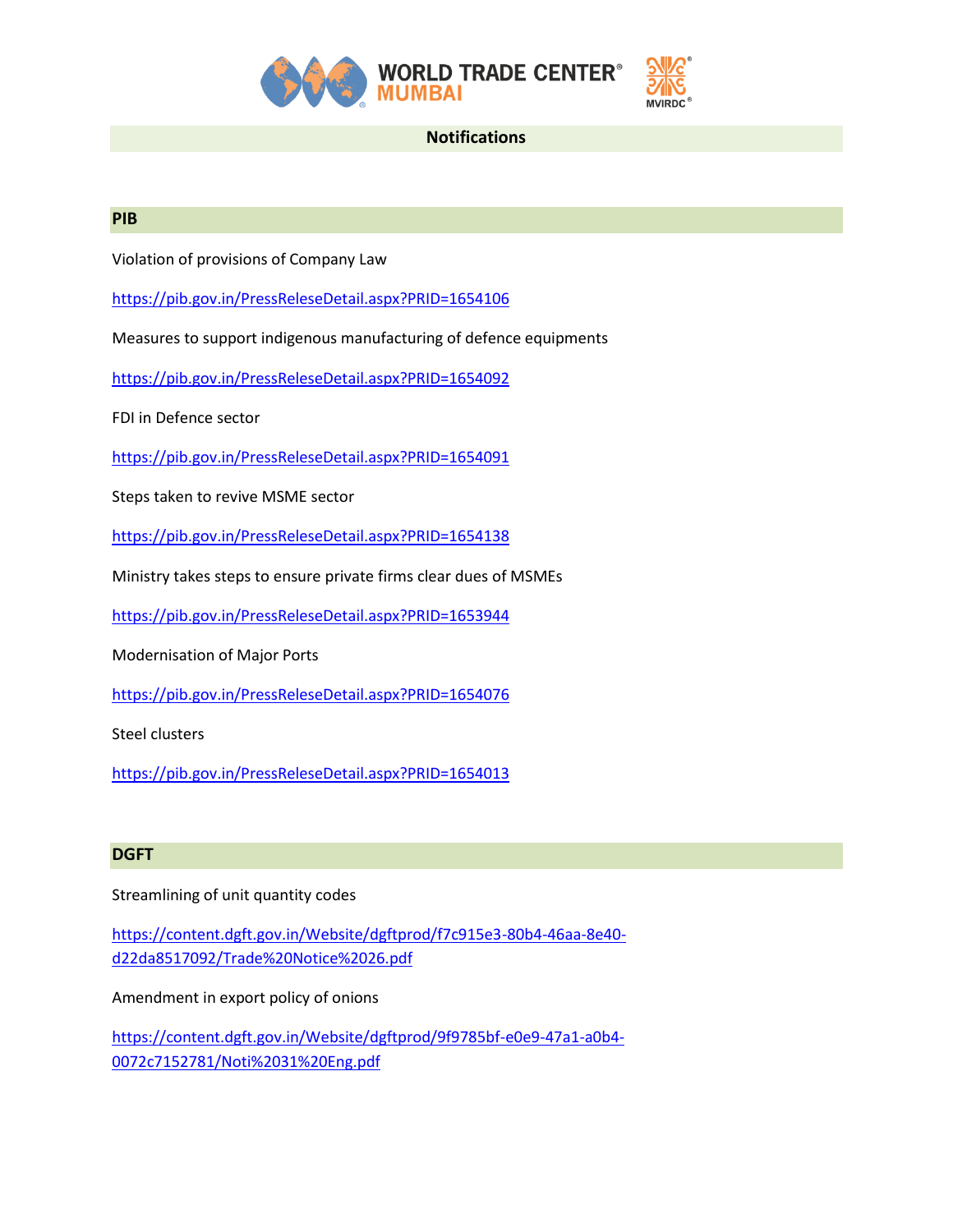## Notifications

### PIB

Violation of provisions of Company Law

https://pib.gov.in/PressReleseDetail.aspx?PRID=1654106

Measures to support indigenous manufacturing of defence equipments

https://pib.gov.in/PressReleseDetail.aspx?PRID=1654092

FDI in Defence sector

https://pib.gov.in/PressReleseDetail.aspx?PRID=1654091

Steps taken to revive MSME sector

https://pib.gov.in/PressReleseDetail.aspx?PRID=1654138

Ministry takes steps to ensure private firms clear dues of MSMEs

https://pib.gov.in/PressReleseDetail.aspx?PRID=1653944

Modernisation of Major Ports

https://pib.gov.in/PressReleseDetail.aspx?PRID=1654076

Steel clusters

https://pib.gov.in/PressReleseDetail.aspx?PRID=1654013

### DGFT

Streamlining of unit quantity codes

https://content.dgft.gov.in/Website/dgftprod/f7c915e3-80b4-46aa-8e40-d22da8517092/Trade%20Notice%2026.pdf

Amendment in export policy of onions

https://content.dgft.gov.in/Website/dgftprod/9f9785bf-e0e9-47a1-a0b4-0072c7152781/Noti%2031%20Eng.pdf